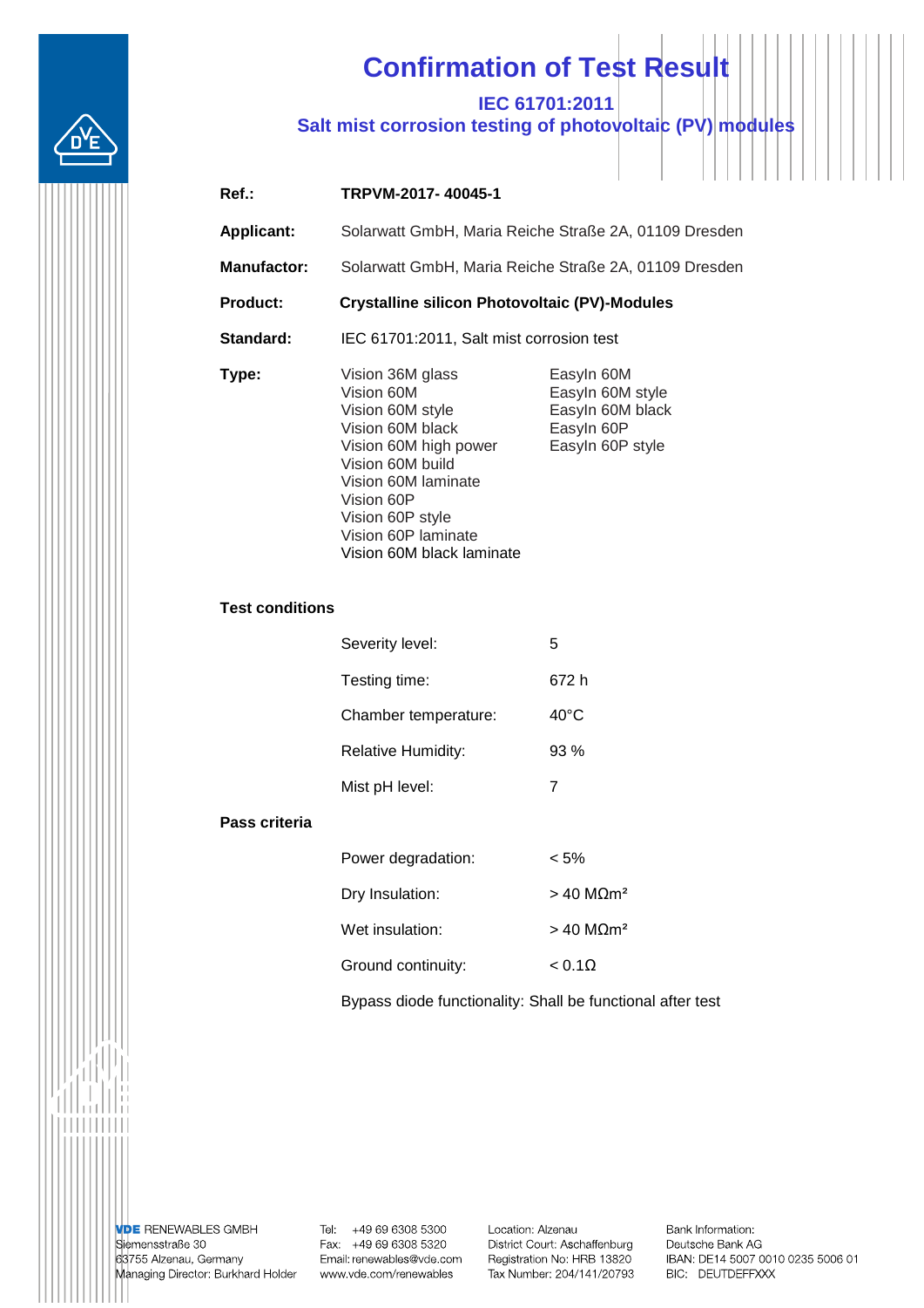# Confirmation of Test Result

## IEC 61701:2011
## Salt mist corrosion testing of photovoltaic (PV) modules

**Ref.:** **TRPVM-2017- 40045-1**

**Applicant:** Solarwatt GmbH, Maria Reiche Straße 2A, 01109 Dresden

**Manufactor:** Solarwatt GmbH, Maria Reiche Straße 2A, 01109 Dresden

**Product:** **Crystalline silicon Photovoltaic (PV)-Modules**

**Standard:** IEC 61701:2011, Salt mist corrosion test

**Type:**

- Vision 36M glass
- Vision 60M
- Vision 60M style
- Vision 60M black
- Vision 60M high power
- Vision 60M build
- Vision 60M laminate
- Vision 60P
- Vision 60P style
- Vision 60P laminate
- Vision 60M black laminate
- EasyIn 60M
- EasyIn 60M style
- EasyIn 60M black
- EasyIn 60P
- EasyIn 60P style

**Test conditions**

| | |
|---|---|
| Severity level: | 5 |
| Testing time: | 672 h |
| Chamber temperature: | 40°C |
| Relative Humidity: | 93 % |
| Mist pH level: | 7 |

**Pass criteria**

| | |
|---|---|
| Power degradation: | < 5% |
| Dry Insulation: | > 40 MΩm² |
| Wet insulation: | > 40 MΩm² |
| Ground continuity: | < 0.1Ω |

Bypass diode functionality: Shall be functional after test

**VDE** RENEWABLES GMBH
Siemensstraße 30
63755 Alzenau, Germany
Managing Director: Burkhard Holder

Tel: +49 69 6308 5300
Fax: +49 69 6308 5320
Email: renewables@vde.com
www.vde.com/renewables

Location: Alzenau
District Court: Aschaffenburg
Registration No: HRB 13820
Tax Number: 204/141/20793

Bank Information:
Deutsche Bank AG
IBAN: DE14 5007 0010 0235 5006 01
BIC: DEUTDEFFXXX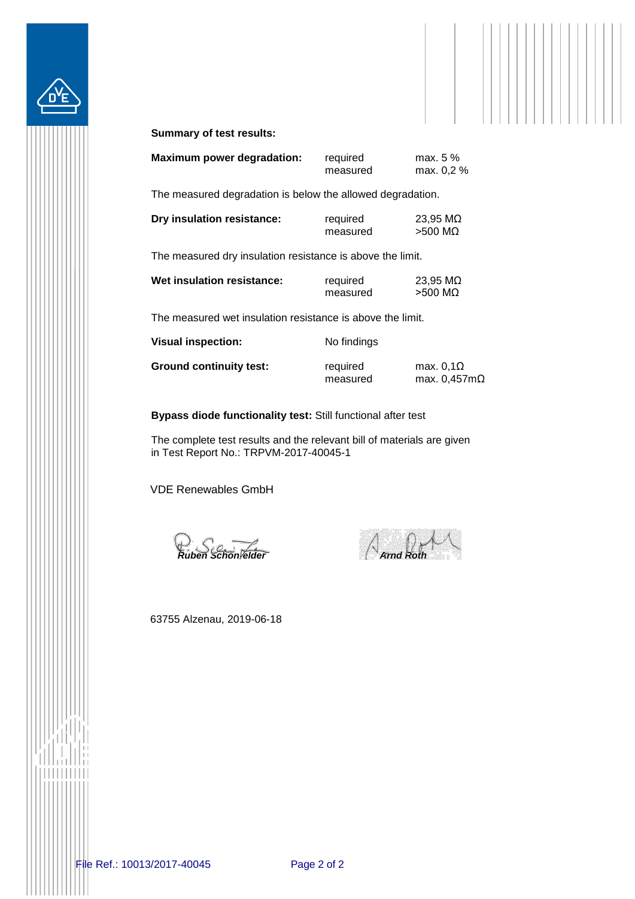**Summary of test results:**

| | | |
|---|---|---|
| **Maximum power degradation:** | required | max. 5 % |
| | measured | max. 0,2 % |

The measured degradation is below the allowed degradation.

| | | |
|---|---|---|
| **Dry insulation resistance:** | required | 23,95 MΩ |
| | measured | >500 MΩ |

The measured dry insulation resistance is above the limit.

| | | |
|---|---|---|
| **Wet insulation resistance:** | required | 23,95 MΩ |
| | measured | >500 MΩ |

The measured wet insulation resistance is above the limit.

| | | |
|---|---|---|
| **Visual inspection:** | No findings | |
| **Ground continuity test:** | required | max. 0,1Ω |
| | measured | max. 0,457mΩ |

**Bypass diode functionality test:** Still functional after test

The complete test results and the relevant bill of materials are given in Test Report No.: TRPVM-2017-40045-1

VDE Renewables GmbH

*Ruben Schönfelder* *Arnd Roth*

63755 Alzenau, 2019-06-18

File Ref.: 10013/2017-40045